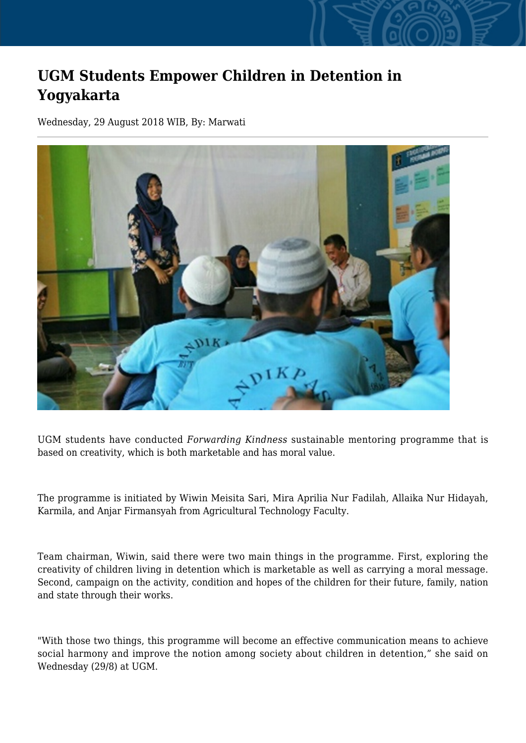# UGM Students Empower Children in Detention in Yogyakarta

Wednesday, 29 August 2018 WIB, By: Marwati

UGM students have conducted *Forwarding Kindness* sustainable mentoring programme that is based on creativity, which is both marketable and has moral value.

The programme is initiated by Wiwin Meisita Sari, Mira Aprilia Nur Fadilah, Allaika Nur Hidayah, Karmila, and Anjar Firmansyah from Agricultural Technology Faculty.

Team chairman, Wiwin, said there were two main things in the programme. First, exploring the creativity of children living in detention which is marketable as well as carrying a moral message. Second, campaign on the activity, condition and hopes of the children for their future, family, nation and state through their works.

"With those two things, this programme will become an effective communication means to achieve social harmony and improve the notion among society about children in detention," she said on Wednesday (29/8) at UGM.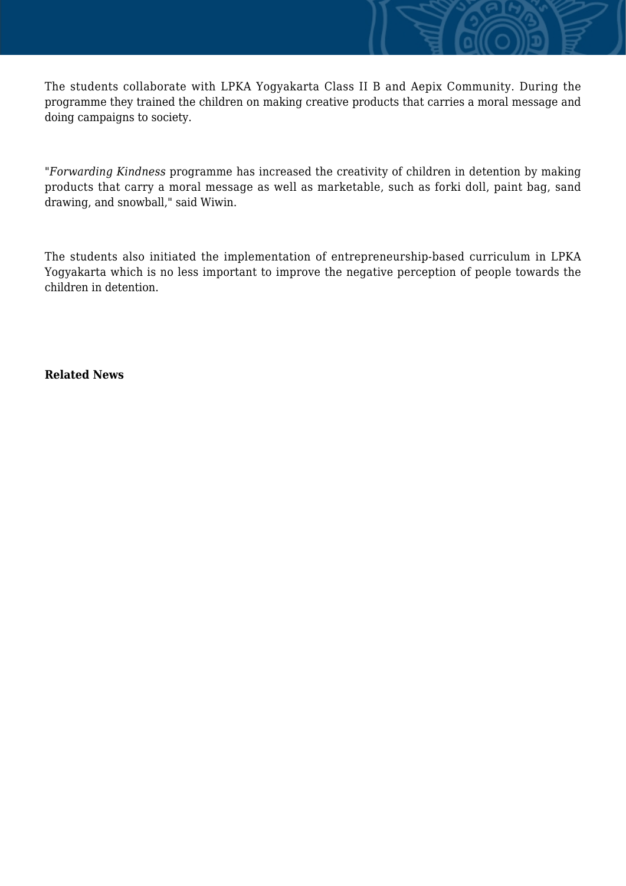The students collaborate with LPKA Yogyakarta Class II B and Aepix Community. During the programme they trained the children on making creative products that carries a moral message and doing campaigns to society.

"*Forwarding Kindness* programme has increased the creativity of children in detention by making products that carry a moral message as well as marketable, such as forki doll, paint bag, sand drawing, and snowball," said Wiwin.

The students also initiated the implementation of entrepreneurship-based curriculum in LPKA Yogyakarta which is no less important to improve the negative perception of people towards the children in detention.

**Related News**